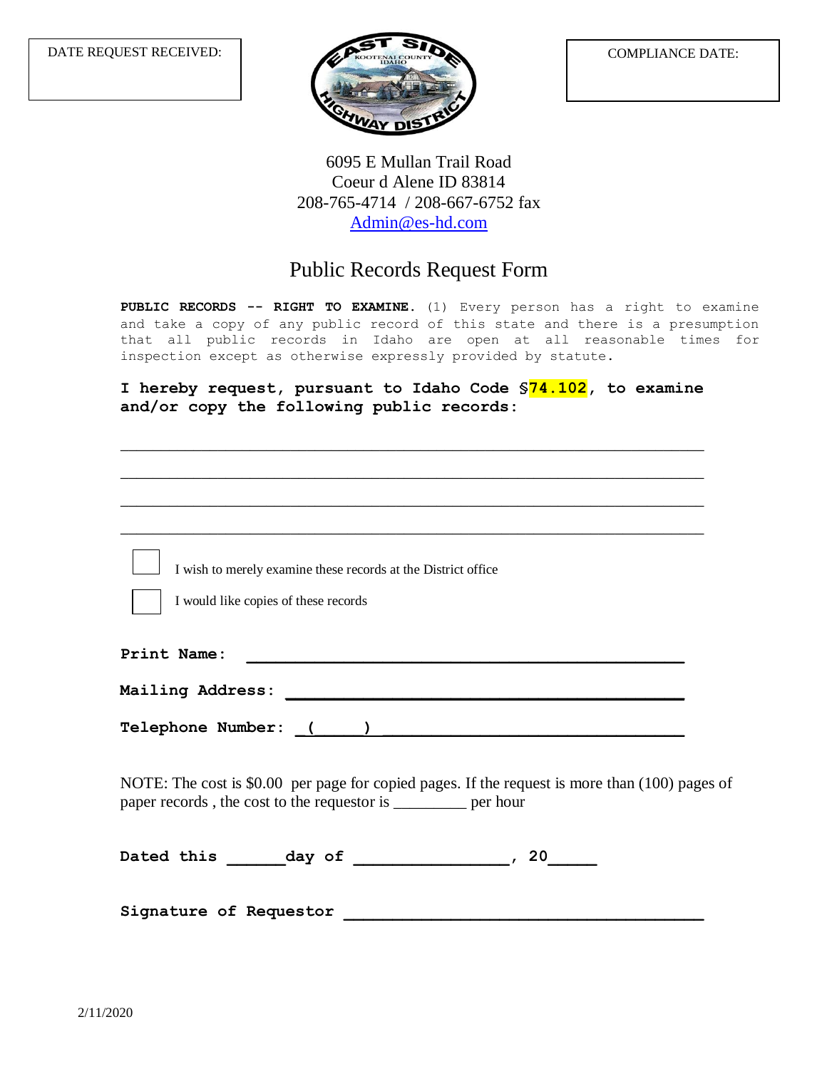DATE REQUEST RECEIVED:

COMPLIANCE DATE:

6095 E Mullan Trail Road
Coeur d Alene ID 83814
208-765-4714 / 208-667-6752 fax
Admin@es-hd.com

# Public Records Request Form

**PUBLIC RECORDS -- RIGHT TO EXAMINE.** (1) Every person has a right to examine and take a copy of any public record of this state and there is a presumption that all public records in Idaho are open at all reasonable times for inspection except as otherwise expressly provided by statute.

**I hereby request, pursuant to Idaho Code §74.102, to examine and/or copy the following public records:**

___________________________________________________________________

___________________________________________________________________

___________________________________________________________________

___________________________________________________________________

☐ I wish to merely examine these records at the District office

☐ I would like copies of these records

**Print Name:** ___________________________________________

**Mailing Address:** ________________________________________

**Telephone Number:** _(_____) ______________________________

NOTE: The cost is $0.00 per page for copied pages. If the request is more than (100) pages of paper records , the cost to the requestor is _________ per hour

**Dated this ______day of _______________, 20_____**

**Signature of Requestor** ____________________________________

2/11/2020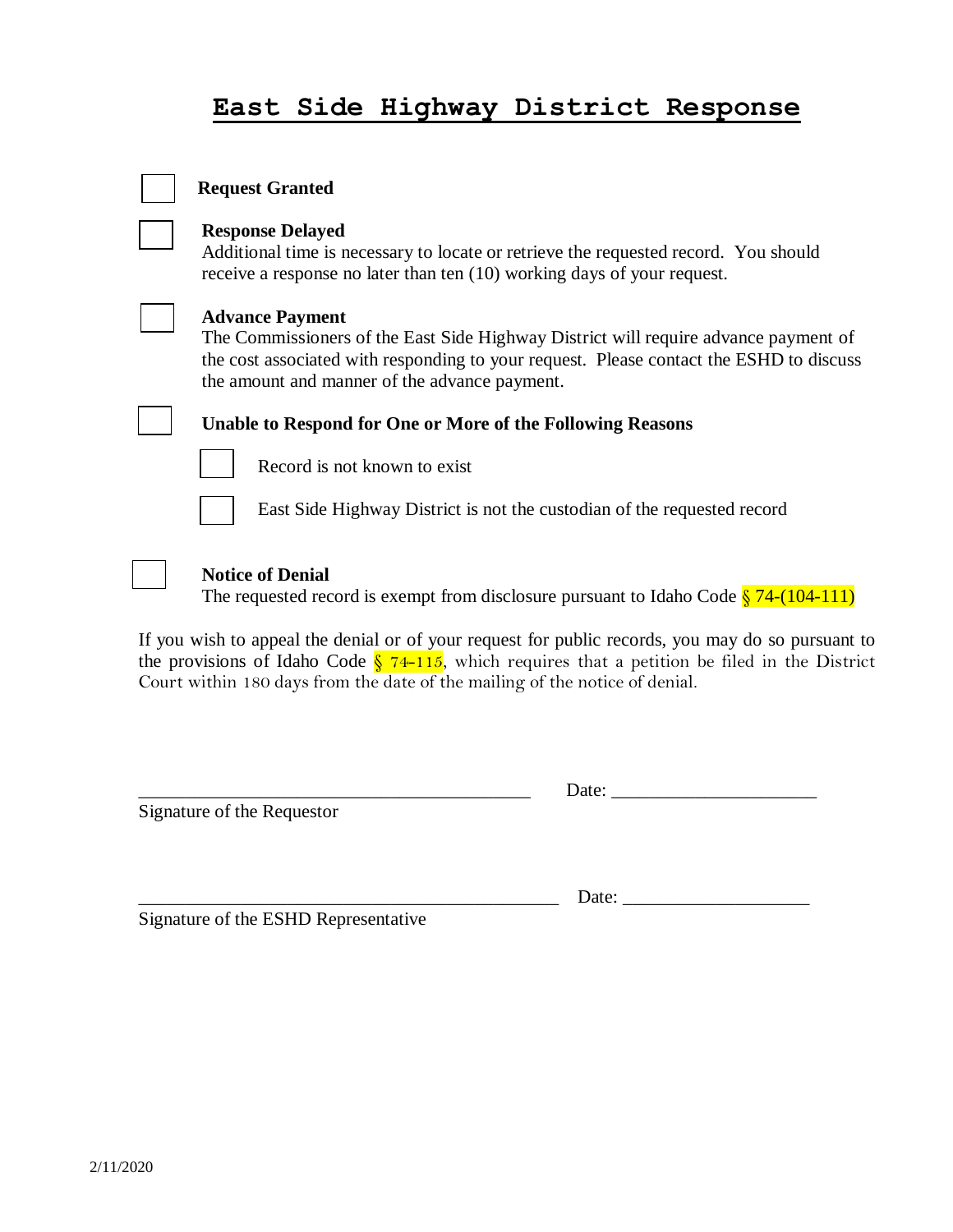# East Side Highway District Response

- [ ] **Request Granted**

- [ ] **Response Delayed**
  Additional time is necessary to locate or retrieve the requested record. You should receive a response no later than ten (10) working days of your request.

- [ ] **Advance Payment**
  The Commissioners of the East Side Highway District will require advance payment of the cost associated with responding to your request. Please contact the ESHD to discuss the amount and manner of the advance payment.

- [ ] **Unable to Respond for One or More of the Following Reasons**
  - [ ] Record is not known to exist
  - [ ] East Side Highway District is not the custodian of the requested record

- [ ] **Notice of Denial**
  The requested record is exempt from disclosure pursuant to Idaho Code § 74-(104-111)

If you wish to appeal the denial or of your request for public records, you may do so pursuant to the provisions of Idaho Code § 74-115, which requires that a petition be filed in the District Court within 180 days from the date of the mailing of the notice of denial.

\_\_\_\_\_\_\_\_\_\_\_\_\_\_\_\_\_\_\_\_\_\_\_\_\_\_\_\_\_\_\_\_\_\_\_\_\_\_\_\_\_\_\_\_ Date: \_\_\_\_\_\_\_\_\_\_\_\_\_\_\_\_\_\_\_\_\_\_
Signature of the Requestor

\_\_\_\_\_\_\_\_\_\_\_\_\_\_\_\_\_\_\_\_\_\_\_\_\_\_\_\_\_\_\_\_\_\_\_\_\_\_\_\_\_\_\_\_\_\_ Date: \_\_\_\_\_\_\_\_\_\_\_\_\_\_\_\_\_\_\_\_
Signature of the ESHD Representative

2/11/2020